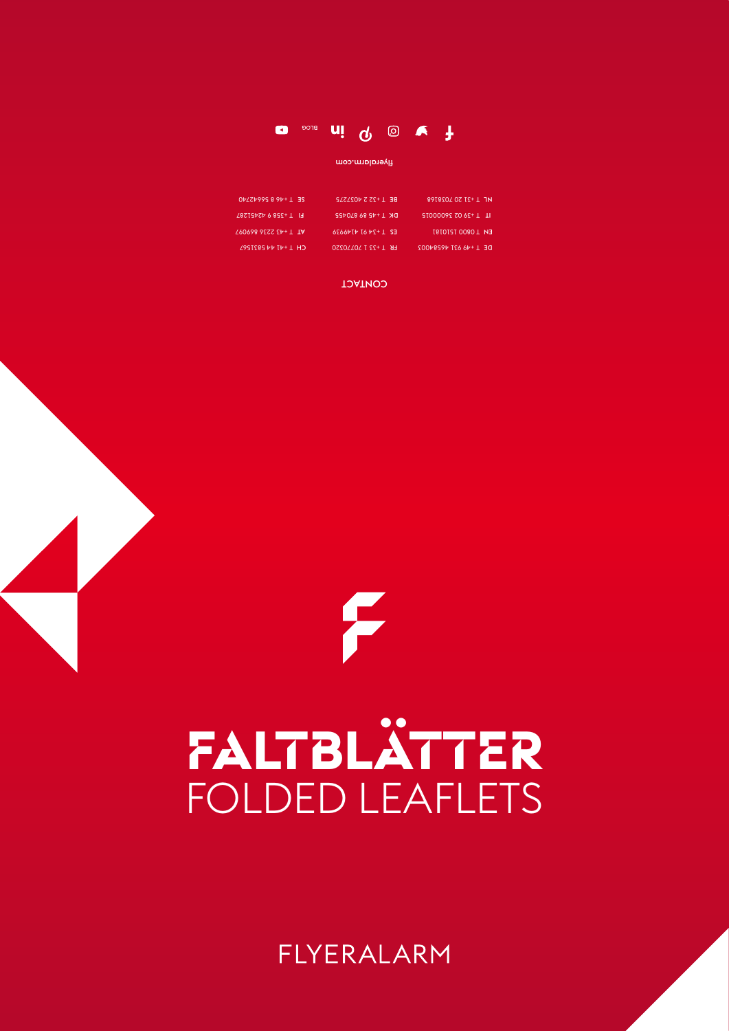CONTACT

DE T +49 931 46584003
EN T 0800 1510181
IT T +39 02 36000015
NL T +31 20 7038168

FR T +33 1 70770320
ES T +34 91 4149939
DK T +45 89 870455
BE T +32 2 4037275

CH T +41 44 5831567
AT T +43 2236 869097
FI T +358 9 42451287
SE T +46 8 56642740

flyeralarm.com

BLOG

# FALTBLÄTTER

## FOLDED LEAFLETS

FLYERALARM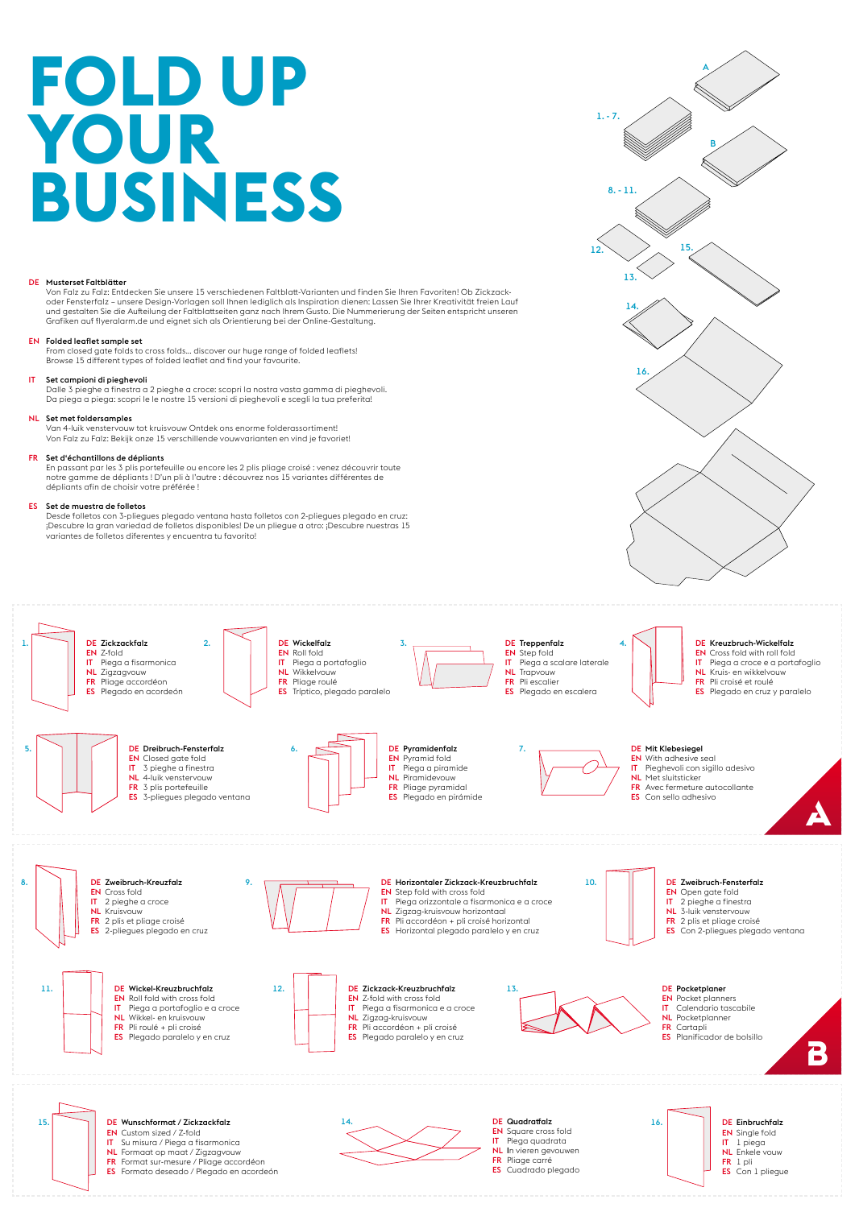# FOLD UP YOUR BUSINESS

1. - 7.

A

B

8. - 11.

12.

13.

15.

14.

16.

**DE Musterset Faltblätter**
Von Falz zu Falz: Entdecken Sie unsere 15 verschiedenen Faltblatt-Varianten und finden Sie Ihren Favoriten! Ob Zickzack- oder Fensterfalz – unsere Design-Vorlagen soll Ihnen lediglich als Inspiration dienen: Lassen Sie Ihrer Kreativität freien Lauf und gestalten Sie die Aufteilung der Faltblattseiten ganz nach Ihrem Gusto. Die Nummerierung der Seiten entspricht unseren Grafiken auf flyeralarm.de und eignet sich als Orientierung bei der Online-Gestaltung.

**EN Folded leaflet sample set**
From closed gate folds to cross folds... discover our huge range of folded leaflets!
Browse 15 different types of folded leaflet and find your favourite.

**IT Set campioni di pieghevoli**
Dalle 3 pieghe a finestra a 2 pieghe a croce: scopri la nostra vasta gamma di pieghevoli.
Da piega a piega: scopri le nostre 15 versioni di pieghevoli e scegli la tua preferita!

**NL Set met foldersamples**
Van 4-luik venstervouw tot kruisvouw Ontdek ons enorme folderassortiment!
Von Falz zu Falz: Bekijk onze 15 verschillende vouwvarianten en vind je favoriet!

**FR Set d'échantillons de dépliants**
En passant par les 3 plis portefeuille ou encore les 2 plis pliage croisé : venez découvrir toute notre gamme de dépliants ! D'un pli à l'autre : découvrez nos 15 variantes différentes de dépliants afin de choisir votre préférée !

**ES Set de muestra de folletos**
Desde folletos con 3-pliegues plegado ventana hasta folletos con 2-pliegues plegado en cruz:
¡Descubre la gran variedad de folletos disponibles! De un pliegue a otro: ¡Descubre nuestras 15 variantes de folletos diferentes y encuentra tu favorito!

---

1.
DE Zickzackfalz
EN Z-fold
IT Piega a fisarmonica
NL Zigzagvouw
FR Pliage accordéon
ES Plegado en acordeón

2.
DE Wickelfalz
EN Roll fold
IT Piega a portafoglio
NL Wikkelvouw
FR Pliage roulé
ES Tríptico, plegado paralelo

3.
DE Treppenfalz
EN Step fold
IT Piega a scalare laterale
NL Trapvouw
FR Pli escalier
ES Plegado en escalera

4.
DE Kreuzbruch-Wickelfalz
EN Cross fold with roll fold
IT Piega a croce e a portafoglio
NL Kruis- en wikkelvouw
FR Pli croisé et roulé
ES Plegado en cruz y paralelo

5.
DE Dreibruch-Fensterfalz
EN Closed gate fold
IT 3 pieghe a finestra
NL 4-luik venstervouw
FR 3 plis portefeuille
ES 3-pliegues plegado ventana

6.
DE Pyramidenfalz
EN Pyramid fold
IT Piega a piramide
NL Piramidevouw
FR Pliage pyramidal
ES Plegado en pirámide

7.
DE Mit Klebesiegel
EN With adhesive seal
IT Pieghevoli con sigillo adesivo
NL Met sluitsticker
FR Avec fermeture autocollante
ES Con sello adhesivo

A

---

8.
DE Zweibruch-Kreuzfalz
EN Cross fold
IT 2 pieghe a croce
NL Kruisvouw
FR 2 plis et pliage croisé
ES 2-pliegues plegado en cruz

9.
DE Horizontaler Zickzack-Kreuzbruchfalz
EN Step fold with cross fold
IT Piega orizzontale a fisarmonica e a croce
NL Zigzag-kruisvouw horizontaal
FR Pli accordéon + pli croisé horizontal
ES Horizontal plegado paralelo y en cruz

10.
DE Zweibruch-Fensterfalz
EN Open gate fold
IT 2 pieghe a finestra
NL 3-luik venstervouw
FR 2 plis et pliage croisé
ES Con 2-pliegues plegado ventana

11.
DE Wickel-Kreuzbruchfalz
EN Roll fold with cross fold
IT Piega a portafoglio e a croce
NL Wikkel- en kruisvouw
FR Pli roulé + pli croisé
ES Plegado paralelo y en cruz

12.
DE Zickzack-Kreuzbruchfalz
EN Z-fold with cross fold
IT Piega a fisarmonica e a croce
NL Zigzag-kruisvouw
FR Pli accordéon + pli croisé
ES Plegado paralelo y en cruz

13.
DE Pocketplaner
EN Pocket planners
IT Calendario tascabile
NL Pocketplanner
FR Cartapli
ES Planificador de bolsillo

B

---

15.
DE Wunschformat / Zickzackfalz
EN Custom sized / Z-fold
IT Su misura / Piega a fisarmonica
NL Formaat op maat / Zigzagvouw
FR Format sur-mesure / Pliage accordéon
ES Formato deseado / Plegado en acordeón

14.
DE Quadratfalz
EN Square cross fold
IT Piega quadrata
NL In vieren gevouwen
FR Pliage carré
ES Cuadrado plegado

16.
DE Einbruchfalz
EN Single fold
IT 1 piega
NL Enkele vouw
FR 1 pli
ES Con 1 pliegue